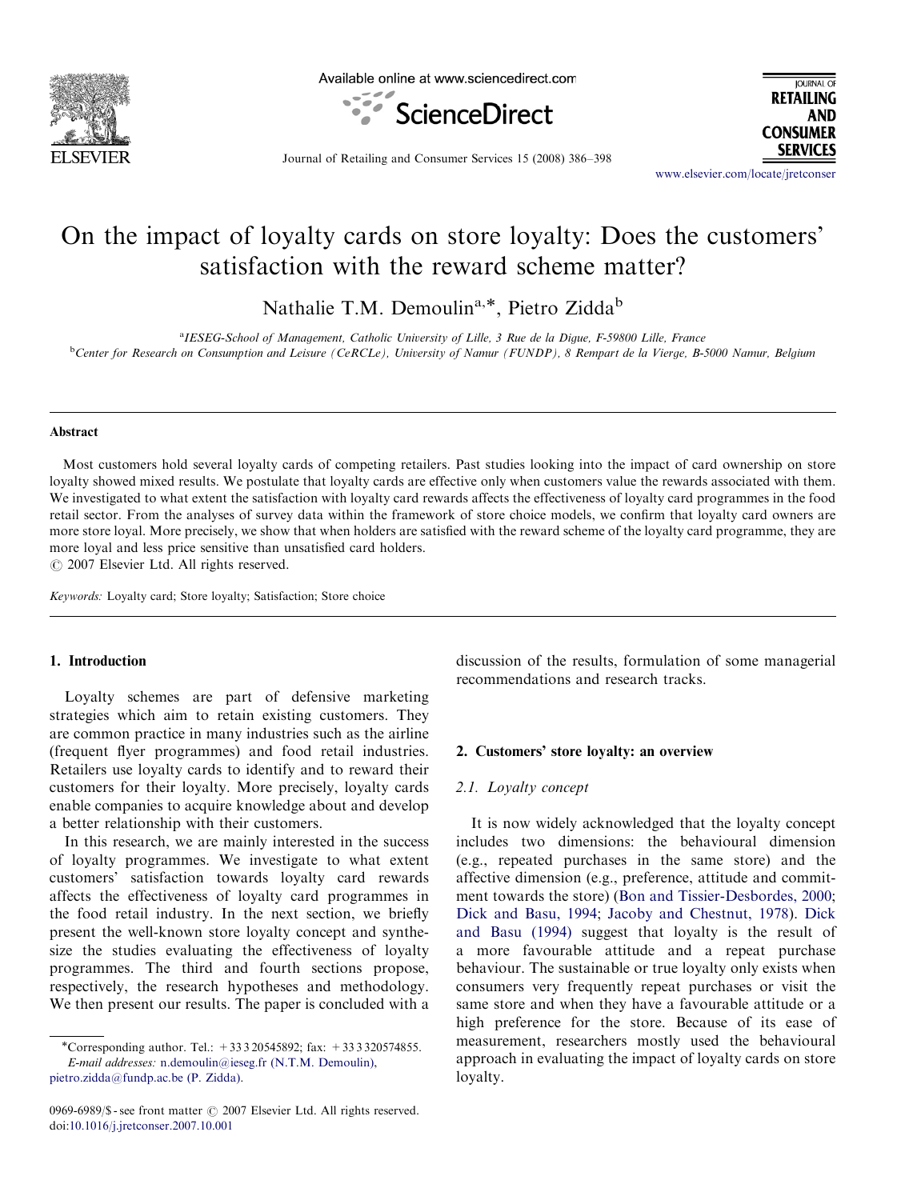# On the impact of loyalty cards on store loyalty: Does the customers' satisfaction with the reward scheme matter?

Nathalie T.M. Demoulin[a,*], Pietro Zidda[b]

[a]IESEG-School of Management, Catholic University of Lille, 3 Rue de la Digue, F-59800 Lille, France

[b]Center for Research on Consumption and Leisure (CeRCLe), University of Namur (FUNDP), 8 Rempart de la Vierge, B-5000 Namur, Belgium

## Abstract

Most customers hold several loyalty cards of competing retailers. Past studies looking into the impact of card ownership on store loyalty showed mixed results. We postulate that loyalty cards are effective only when customers value the rewards associated with them. We investigated to what extent the satisfaction with loyalty card rewards affects the effectiveness of loyalty card programmes in the food retail sector. From the analyses of survey data within the framework of store choice models, we confirm that loyalty card owners are more store loyal. More precisely, we show that when holders are satisfied with the reward scheme of the loyalty card programme, they are more loyal and less price sensitive than unsatisfied card holders.

© 2007 Elsevier Ltd. All rights reserved.

*Keywords:* Loyalty card; Store loyalty; Satisfaction; Store choice

## 1. Introduction

Loyalty schemes are part of defensive marketing strategies which aim to retain existing customers. They are common practice in many industries such as the airline (frequent flyer programmes) and food retail industries. Retailers use loyalty cards to identify and to reward their customers for their loyalty. More precisely, loyalty cards enable companies to acquire knowledge about and develop a better relationship with their customers.

In this research, we are mainly interested in the success of loyalty programmes. We investigate to what extent customers' satisfaction towards loyalty card rewards affects the effectiveness of loyalty card programmes in the food retail industry. In the next section, we briefly present the well-known store loyalty concept and synthesize the studies evaluating the effectiveness of loyalty programmes. The third and fourth sections propose, respectively, the research hypotheses and methodology. We then present our results. The paper is concluded with a discussion of the results, formulation of some managerial recommendations and research tracks.

## 2. Customers' store loyalty: an overview

### 2.1. Loyalty concept

It is now widely acknowledged that the loyalty concept includes two dimensions: the behavioural dimension (e.g., repeated purchases in the same store) and the affective dimension (e.g., preference, attitude and commitment towards the store) (Bon and Tissier-Desbordes, 2000; Dick and Basu, 1994; Jacoby and Chestnut, 1978). Dick and Basu (1994) suggest that loyalty is the result of a more favourable attitude and a repeat purchase behaviour. The sustainable or true loyalty only exists when consumers very frequently repeat purchases or visit the same store and when they have a favourable attitude or a high preference for the store. Because of its ease of measurement, researchers mostly used the behavioural approach in evaluating the impact of loyalty cards on store loyalty.

*Corresponding author. Tel.: +33 3 20545892; fax: +33 3 320574855.
*E-mail addresses:* n.demoulin@ieseg.fr (N.T.M. Demoulin), pietro.zidda@fundp.ac.be (P. Zidda).

0969-6989/$ - see front matter © 2007 Elsevier Ltd. All rights reserved.
doi:10.1016/j.jretconser.2007.10.001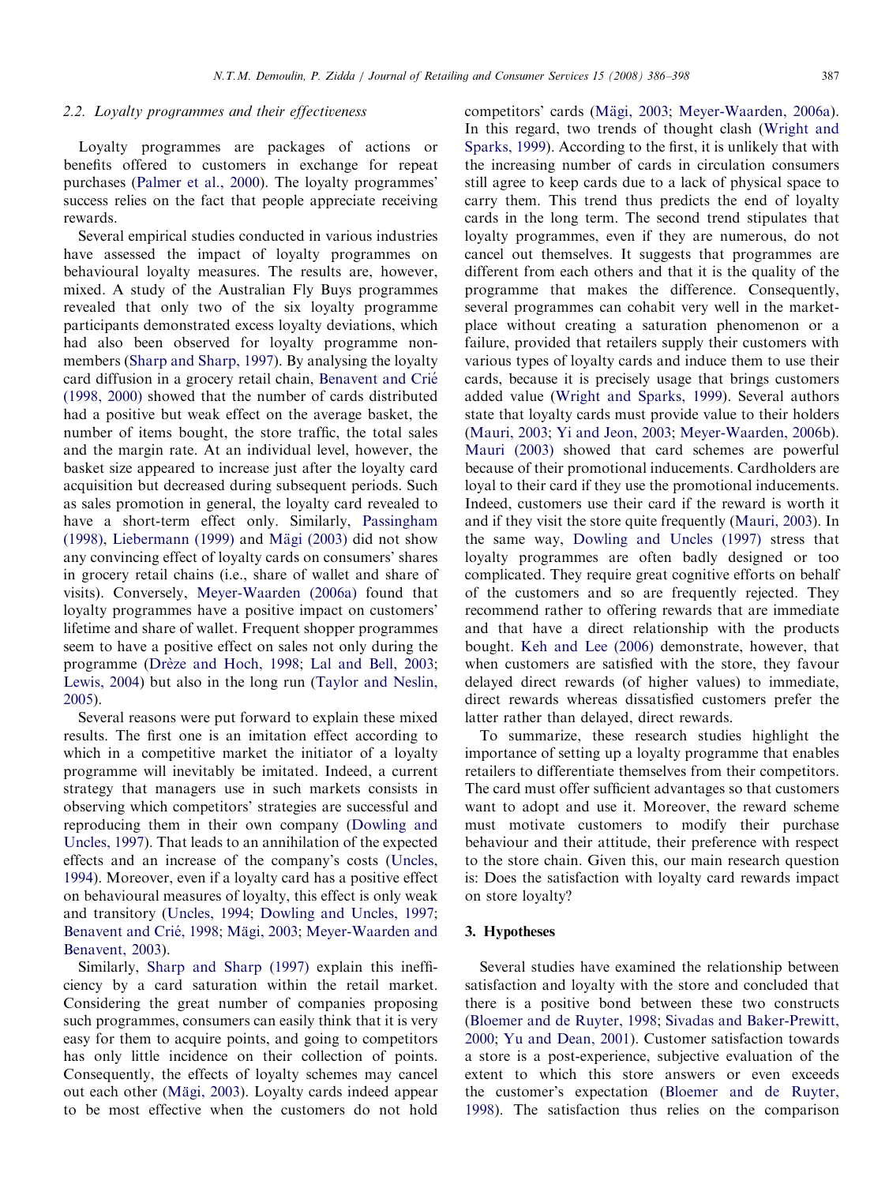### 2.2. Loyalty programmes and their effectiveness

Loyalty programmes are packages of actions or benefits offered to customers in exchange for repeat purchases (Palmer et al., 2000). The loyalty programmes' success relies on the fact that people appreciate receiving rewards.

Several empirical studies conducted in various industries have assessed the impact of loyalty programmes on behavioural loyalty measures. The results are, however, mixed. A study of the Australian Fly Buys programmes revealed that only two of the six loyalty programme participants demonstrated excess loyalty deviations, which had also been observed for loyalty programme nonmembers (Sharp and Sharp, 1997). By analysing the loyalty card diffusion in a grocery retail chain, Benavent and Crié (1998, 2000) showed that the number of cards distributed had a positive but weak effect on the average basket, the number of items bought, the store traffic, the total sales and the margin rate. At an individual level, however, the basket size appeared to increase just after the loyalty card acquisition but decreased during subsequent periods. Such as sales promotion in general, the loyalty card revealed to have a short-term effect only. Similarly, Passingham (1998), Liebermann (1999) and Mägi (2003) did not show any convincing effect of loyalty cards on consumers' shares in grocery retail chains (i.e., share of wallet and share of visits). Conversely, Meyer-Waarden (2006a) found that loyalty programmes have a positive impact on customers' lifetime and share of wallet. Frequent shopper programmes seem to have a positive effect on sales not only during the programme (Drèze and Hoch, 1998; Lal and Bell, 2003; Lewis, 2004) but also in the long run (Taylor and Neslin, 2005).

Several reasons were put forward to explain these mixed results. The first one is an imitation effect according to which in a competitive market the initiator of a loyalty programme will inevitably be imitated. Indeed, a current strategy that managers use in such markets consists in observing which competitors' strategies are successful and reproducing them in their own company (Dowling and Uncles, 1997). That leads to an annihilation of the expected effects and an increase of the company's costs (Uncles, 1994). Moreover, even if a loyalty card has a positive effect on behavioural measures of loyalty, this effect is only weak and transitory (Uncles, 1994; Dowling and Uncles, 1997; Benavent and Crié, 1998; Mägi, 2003; Meyer-Waarden and Benavent, 2003).

Similarly, Sharp and Sharp (1997) explain this inefficiency by a card saturation within the retail market. Considering the great number of companies proposing such programmes, consumers can easily think that it is very easy for them to acquire points, and going to competitors has only little incidence on their collection of points. Consequently, the effects of loyalty schemes may cancel out each other (Mägi, 2003). Loyalty cards indeed appear to be most effective when the customers do not hold competitors' cards (Mägi, 2003; Meyer-Waarden, 2006a). In this regard, two trends of thought clash (Wright and Sparks, 1999). According to the first, it is unlikely that with the increasing number of cards in circulation consumers still agree to keep cards due to a lack of physical space to carry them. This trend thus predicts the end of loyalty cards in the long term. The second trend stipulates that loyalty programmes, even if they are numerous, do not cancel out themselves. It suggests that programmes are different from each others and that it is the quality of the programme that makes the difference. Consequently, several programmes can cohabit very well in the marketplace without creating a saturation phenomenon or a failure, provided that retailers supply their customers with various types of loyalty cards and induce them to use their cards, because it is precisely usage that brings customers added value (Wright and Sparks, 1999). Several authors state that loyalty cards must provide value to their holders (Mauri, 2003; Yi and Jeon, 2003; Meyer-Waarden, 2006b). Mauri (2003) showed that card schemes are powerful because of their promotional inducements. Cardholders are loyal to their card if they use the promotional inducements. Indeed, customers use their card if the reward is worth it and if they visit the store quite frequently (Mauri, 2003). In the same way, Dowling and Uncles (1997) stress that loyalty programmes are often badly designed or too complicated. They require great cognitive efforts on behalf of the customers and so are frequently rejected. They recommend rather to offering rewards that are immediate and that have a direct relationship with the products bought. Keh and Lee (2006) demonstrate, however, that when customers are satisfied with the store, they favour delayed direct rewards (of higher values) to immediate, direct rewards whereas dissatisfied customers prefer the latter rather than delayed, direct rewards.

To summarize, these research studies highlight the importance of setting up a loyalty programme that enables retailers to differentiate themselves from their competitors. The card must offer sufficient advantages so that customers want to adopt and use it. Moreover, the reward scheme must motivate customers to modify their purchase behaviour and their attitude, their preference with respect to the store chain. Given this, our main research question is: Does the satisfaction with loyalty card rewards impact on store loyalty?

## 3. Hypotheses

Several studies have examined the relationship between satisfaction and loyalty with the store and concluded that there is a positive bond between these two constructs (Bloemer and de Ruyter, 1998; Sivadas and Baker-Prewitt, 2000; Yu and Dean, 2001). Customer satisfaction towards a store is a post-experience, subjective evaluation of the extent to which this store answers or even exceeds the customer's expectation (Bloemer and de Ruyter, 1998). The satisfaction thus relies on the comparison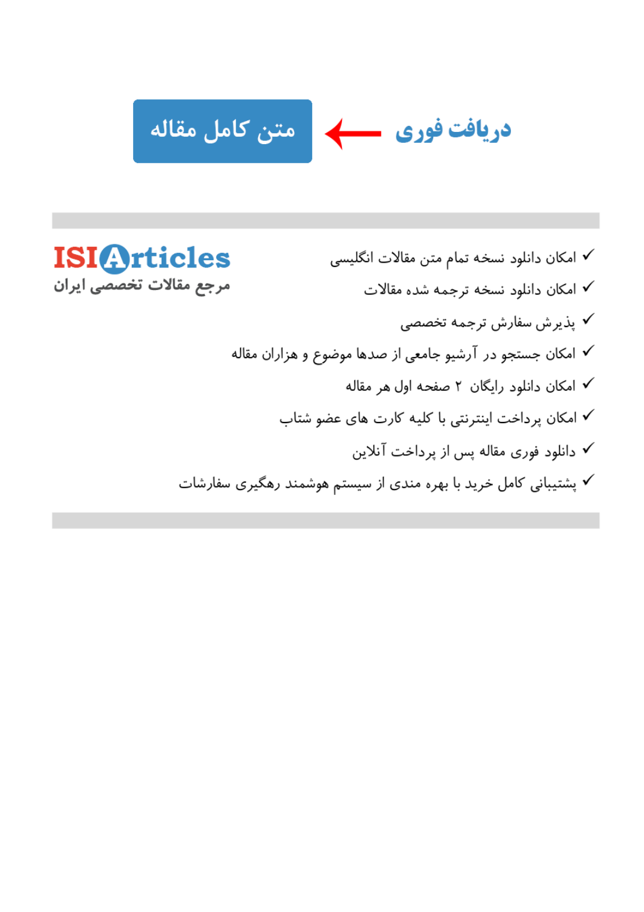دریافت فوری ← متن کامل مقاله

**ISIArticles**

مرجع مقالات تخصصی ایران

- ✓ امکان دانلود نسخه تمام متن مقالات انگلیسی
- ✓ امکان دانلود نسخه ترجمه شده مقالات
- ✓ پذیرش سفارش ترجمه تخصصی
- ✓ امکان جستجو در آرشیو جامعی از صدها موضوع و هزاران مقاله
- ✓ امکان دانلود رایگان ۲ صفحه اول هر مقاله
- ✓ امکان پرداخت اینترنتی با کلیه کارت های عضو شتاب
- ✓ دانلود فوری مقاله پس از پرداخت آنلاین
- ✓ پشتیبانی کامل خرید با بهره مندی از سیستم هوشمند رهگیری سفارشات